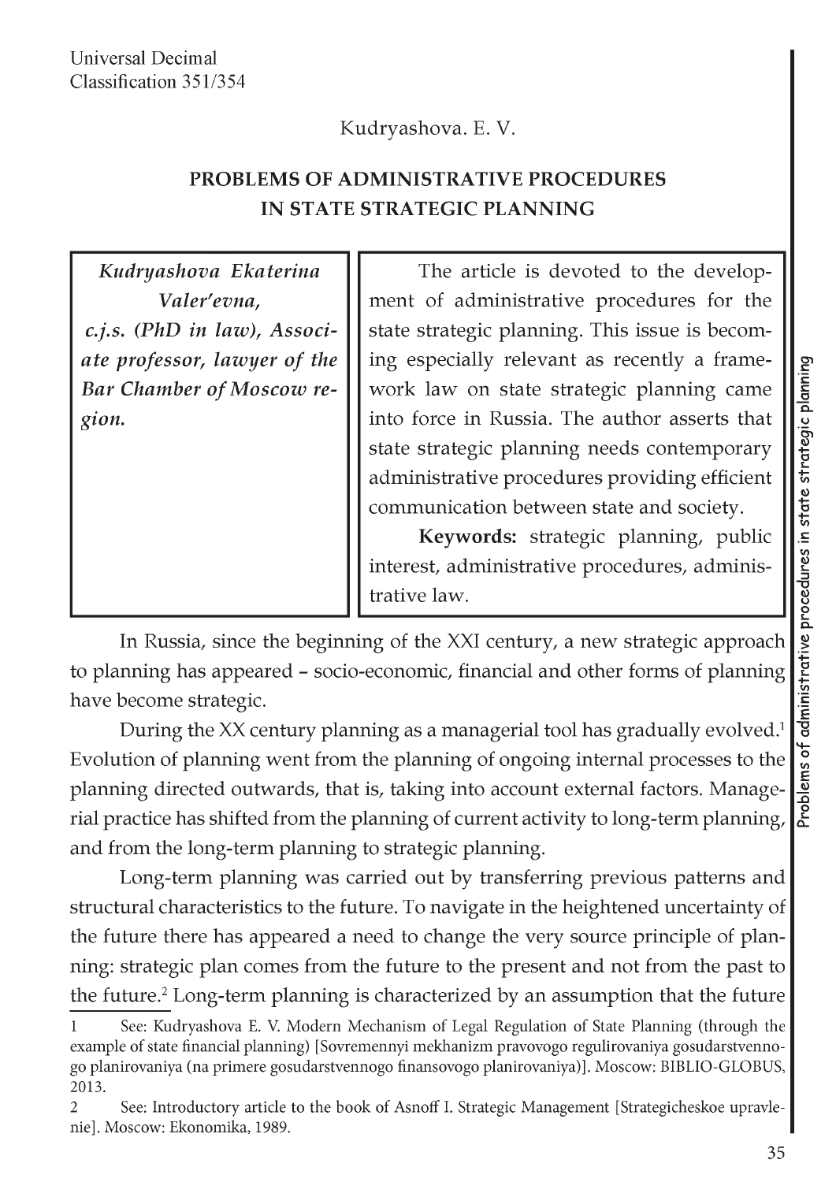Universal Decimal
Classification 351/354

Kudryashova. E. V.

# PROBLEMS OF ADMINISTRATIVE PROCEDURES IN STATE STRATEGIC PLANNING

***Kudryashova Ekaterina Valer'evna,* *c.j.s. (PhD in law), Associate professor, lawyer of the Bar Chamber of Moscow region.***

The article is devoted to the development of administrative procedures for the state strategic planning. This issue is becoming especially relevant as recently a framework law on state strategic planning came into force in Russia. The author asserts that state strategic planning needs contemporary administrative procedures providing efficient communication between state and society.

**Keywords:** strategic planning, public interest, administrative procedures, administrative law.

In Russia, since the beginning of the XXI century, a new strategic approach to planning has appeared – socio-economic, financial and other forms of planning have become strategic.

During the XX century planning as a managerial tool has gradually evolved.[1] Evolution of planning went from the planning of ongoing internal processes to the planning directed outwards, that is, taking into account external factors. Managerial practice has shifted from the planning of current activity to long-term planning, and from the long-term planning to strategic planning.

Long-term planning was carried out by transferring previous patterns and structural characteristics to the future. To navigate in the heightened uncertainty of the future there has appeared a need to change the very source principle of planning: strategic plan comes from the future to the present and not from the past to the future.[2] Long-term planning is characterized by an assumption that the future

---

1 See: Kudryashova E. V. Modern Mechanism of Legal Regulation of State Planning (through the example of state financial planning) [Sovremennyi mekhanizm pravovogo regulirovaniya gosudarstvennogo planirovaniya (na primere gosudarstvennogo finansovogo planirovaniya)]. Moscow: BIBLIO-GLOBUS, 2013.

2 See: Introductory article to the book of Asnoff I. Strategic Management [Strategicheskoe upravlenie]. Moscow: Ekonomika, 1989.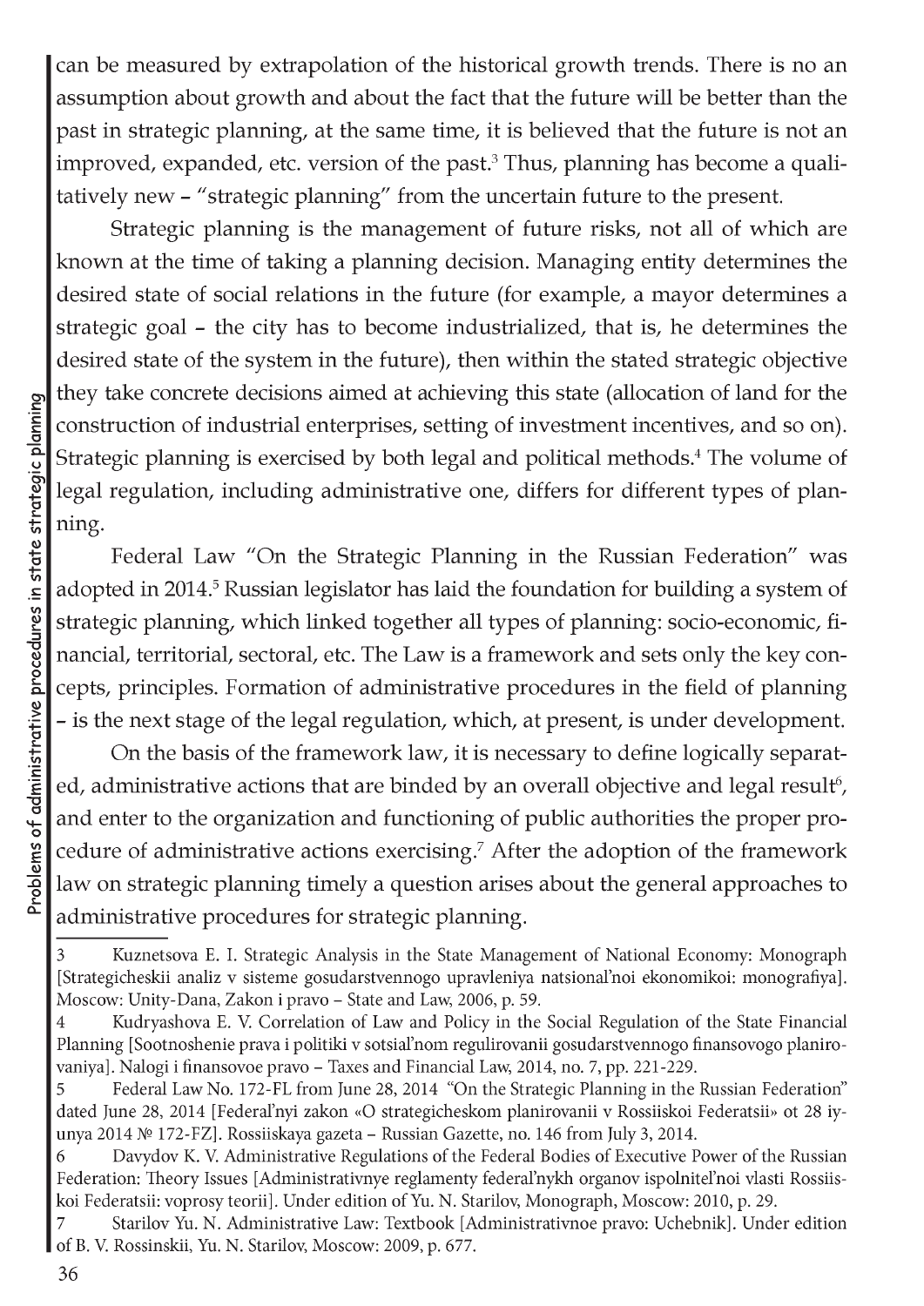can be measured by extrapolation of the historical growth trends. There is no an assumption about growth and about the fact that the future will be better than the past in strategic planning, at the same time, it is believed that the future is not an improved, expanded, etc. version of the past.[3] Thus, planning has become a qualitatively new – "strategic planning" from the uncertain future to the present.

Strategic planning is the management of future risks, not all of which are known at the time of taking a planning decision. Managing entity determines the desired state of social relations in the future (for example, a mayor determines a strategic goal – the city has to become industrialized, that is, he determines the desired state of the system in the future), then within the stated strategic objective they take concrete decisions aimed at achieving this state (allocation of land for the construction of industrial enterprises, setting of investment incentives, and so on). Strategic planning is exercised by both legal and political methods.[4] The volume of legal regulation, including administrative one, differs for different types of planning.

Federal Law "On the Strategic Planning in the Russian Federation" was adopted in 2014.[5] Russian legislator has laid the foundation for building a system of strategic planning, which linked together all types of planning: socio-economic, financial, territorial, sectoral, etc. The Law is a framework and sets only the key concepts, principles. Formation of administrative procedures in the field of planning – is the next stage of the legal regulation, which, at present, is under development.

On the basis of the framework law, it is necessary to define logically separated, administrative actions that are binded by an overall objective and legal result[6], and enter to the organization and functioning of public authorities the proper procedure of administrative actions exercising.[7] After the adoption of the framework law on strategic planning timely a question arises about the general approaches to administrative procedures for strategic planning.

---

3 Kuznetsova E. I. Strategic Analysis in the State Management of National Economy: Monograph [Strategicheskii analiz v sisteme gosudarstvennogo upravleniya natsional'noi ekonomikoi: monografiya]. Moscow: Unity-Dana, Zakon i pravo – State and Law, 2006, p. 59.

4 Kudryashova E. V. Correlation of Law and Policy in the Social Regulation of the State Financial Planning [Sootnoshenie prava i politiki v sotsial'nom regulirovanii gosudarstvennogo finansovogo planirovaniya]. Nalogi i finansovoe pravo – Taxes and Financial Law, 2014, no. 7, pp. 221-229.

5 Federal Law No. 172-FL from June 28, 2014 "On the Strategic Planning in the Russian Federation" dated June 28, 2014 [Federal'nyi zakon «O strategicheskom planirovanii v Rossiiskoi Federatsii» ot 28 iyunya 2014 № 172-FZ]. Rossiiskaya gazeta – Russian Gazette, no. 146 from July 3, 2014.

6 Davydov K. V. Administrative Regulations of the Federal Bodies of Executive Power of the Russian Federation: Theory Issues [Administrativnye reglamenty federal'nykh organov ispolnitel'noi vlasti Rossiiskoi Federatsii: voprosy teorii]. Under edition of Yu. N. Starilov, Monograph, Moscow: 2010, p. 29.

7 Starilov Yu. N. Administrative Law: Textbook [Administrativnoe pravo: Uchebnik]. Under edition of B. V. Rossinskii, Yu. N. Starilov, Moscow: 2009, p. 677.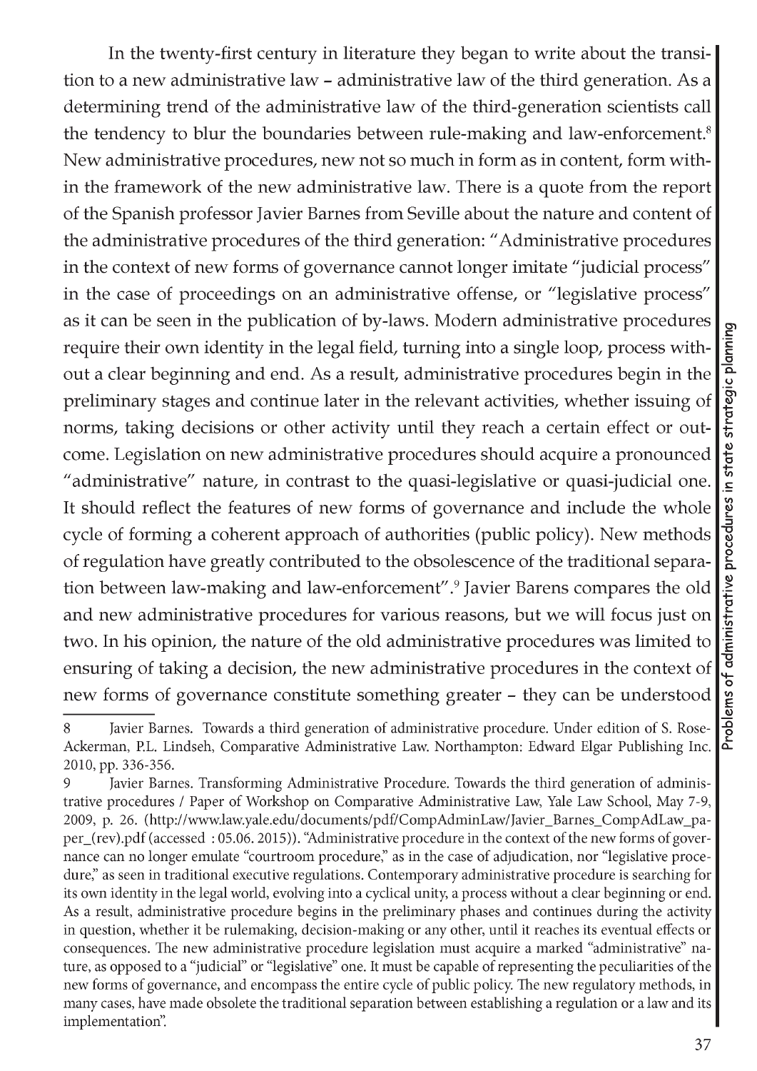In the twenty-first century in literature they began to write about the transition to a new administrative law – administrative law of the third generation. As a determining trend of the administrative law of the third-generation scientists call the tendency to blur the boundaries between rule-making and law-enforcement.[8] New administrative procedures, new not so much in form as in content, form within the framework of the new administrative law. There is a quote from the report of the Spanish professor Javier Barnes from Seville about the nature and content of the administrative procedures of the third generation: "Administrative procedures in the context of new forms of governance cannot longer imitate "judicial process" in the case of proceedings on an administrative offense, or "legislative process" as it can be seen in the publication of by-laws. Modern administrative procedures require their own identity in the legal field, turning into a single loop, process without a clear beginning and end. As a result, administrative procedures begin in the preliminary stages and continue later in the relevant activities, whether issuing of norms, taking decisions or other activity until they reach a certain effect or outcome. Legislation on new administrative procedures should acquire a pronounced "administrative" nature, in contrast to the quasi-legislative or quasi-judicial one. It should reflect the features of new forms of governance and include the whole cycle of forming a coherent approach of authorities (public policy). New methods of regulation have greatly contributed to the obsolescence of the traditional separation between law-making and law-enforcement".[9] Javier Barens compares the old and new administrative procedures for various reasons, but we will focus just on two. In his opinion, the nature of the old administrative procedures was limited to ensuring of taking a decision, the new administrative procedures in the context of new forms of governance constitute something greater – they can be understood

---

8 Javier Barnes. Towards a third generation of administrative procedure. Under edition of S. Rose-Ackerman, P.L. Lindseh, Comparative Administrative Law. Northampton: Edward Elgar Publishing Inc. 2010, pp. 336-356.

9 Javier Barnes. Transforming Administrative Procedure. Towards the third generation of administrative procedures / Paper of Workshop on Comparative Administrative Law, Yale Law School, May 7-9, 2009, p. 26. (http://www.law.yale.edu/documents/pdf/CompAdminLaw/Javier_Barnes_CompAdLaw_paper_(rev).pdf (accessed : 05.06. 2015)). "Administrative procedure in the context of the new forms of governance can no longer emulate "courtroom procedure," as in the case of adjudication, nor "legislative procedure," as seen in traditional executive regulations. Contemporary administrative procedure is searching for its own identity in the legal world, evolving into a cyclical unity, a process without a clear beginning or end. As a result, administrative procedure begins in the preliminary phases and continues during the activity in question, whether it be rulemaking, decision-making or any other, until it reaches its eventual effects or consequences. The new administrative procedure legislation must acquire a marked "administrative" nature, as opposed to a "judicial" or "legislative" one. It must be capable of representing the peculiarities of the new forms of governance, and encompass the entire cycle of public policy. The new regulatory methods, in many cases, have made obsolete the traditional separation between establishing a regulation or a law and its implementation".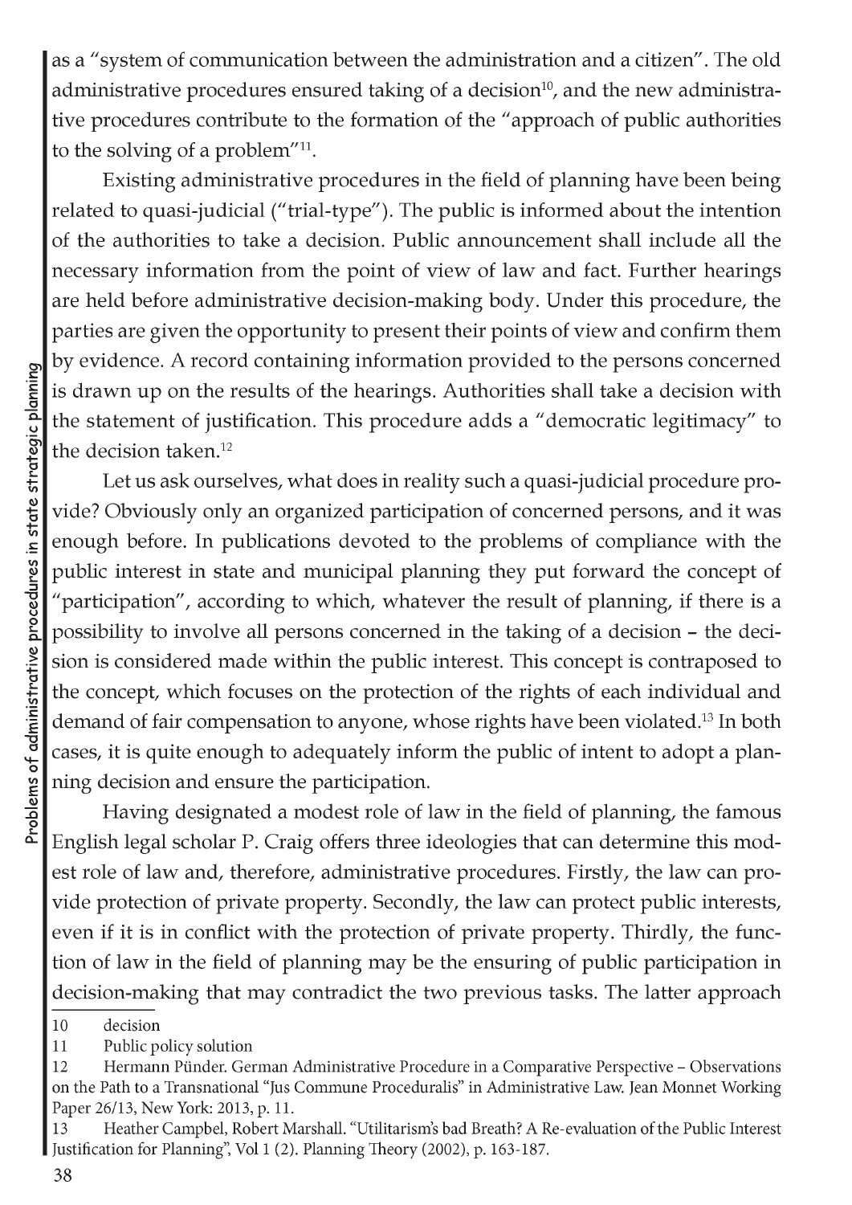as a "system of communication between the administration and a citizen". The old administrative procedures ensured taking of a decision[10], and the new administrative procedures contribute to the formation of the "approach of public authorities to the solving of a problem"[11].

Existing administrative procedures in the field of planning have been being related to quasi-judicial ("trial-type"). The public is informed about the intention of the authorities to take a decision. Public announcement shall include all the necessary information from the point of view of law and fact. Further hearings are held before administrative decision-making body. Under this procedure, the parties are given the opportunity to present their points of view and confirm them by evidence. A record containing information provided to the persons concerned is drawn up on the results of the hearings. Authorities shall take a decision with the statement of justification. This procedure adds a "democratic legitimacy" to the decision taken.[12]

Let us ask ourselves, what does in reality such a quasi-judicial procedure provide? Obviously only an organized participation of concerned persons, and it was enough before. In publications devoted to the problems of compliance with the public interest in state and municipal planning they put forward the concept of "participation", according to which, whatever the result of planning, if there is a possibility to involve all persons concerned in the taking of a decision – the decision is considered made within the public interest. This concept is contraposed to the concept, which focuses on the protection of the rights of each individual and demand of fair compensation to anyone, whose rights have been violated.[13] In both cases, it is quite enough to adequately inform the public of intent to adopt a planning decision and ensure the participation.

Having designated a modest role of law in the field of planning, the famous English legal scholar P. Craig offers three ideologies that can determine this modest role of law and, therefore, administrative procedures. Firstly, the law can provide protection of private property. Secondly, the law can protect public interests, even if it is in conflict with the protection of private property. Thirdly, the function of law in the field of planning may be the ensuring of public participation in decision-making that may contradict the two previous tasks. The latter approach

---

10 decision

11 Public policy solution

12 Hermann Pünder. German Administrative Procedure in a Comparative Perspective – Observations on the Path to a Transnational "Jus Commune Proceduralis" in Administrative Law. Jean Monnet Working Paper 26/13, New York: 2013, p. 11.

13 Heather Campbel, Robert Marshall. "Utilitarism's bad Breath? A Re-evaluation of the Public Interest Justification for Planning", Vol 1 (2). Planning Theory (2002), p. 163-187.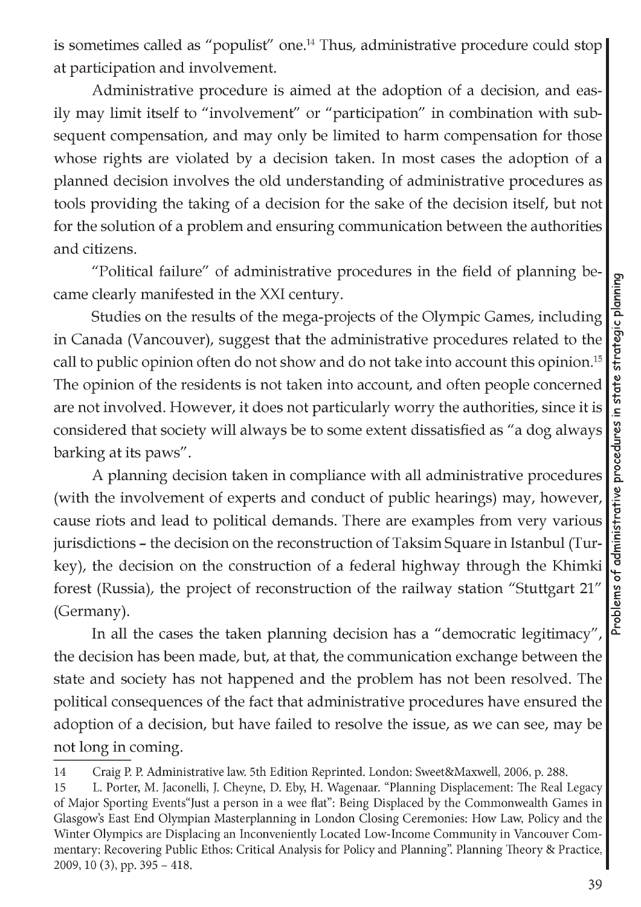is sometimes called as "populist" one.[14] Thus, administrative procedure could stop at participation and involvement.

Administrative procedure is aimed at the adoption of a decision, and easily may limit itself to "involvement" or "participation" in combination with subsequent compensation, and may only be limited to harm compensation for those whose rights are violated by a decision taken. In most cases the adoption of a planned decision involves the old understanding of administrative procedures as tools providing the taking of a decision for the sake of the decision itself, but not for the solution of a problem and ensuring communication between the authorities and citizens.

"Political failure" of administrative procedures in the field of planning became clearly manifested in the XXI century.

Studies on the results of the mega-projects of the Olympic Games, including in Canada (Vancouver), suggest that the administrative procedures related to the call to public opinion often do not show and do not take into account this opinion.[15] The opinion of the residents is not taken into account, and often people concerned are not involved. However, it does not particularly worry the authorities, since it is considered that society will always be to some extent dissatisfied as "a dog always barking at its paws".

A planning decision taken in compliance with all administrative procedures (with the involvement of experts and conduct of public hearings) may, however, cause riots and lead to political demands. There are examples from very various jurisdictions – the decision on the reconstruction of Taksim Square in Istanbul (Turkey), the decision on the construction of a federal highway through the Khimki forest (Russia), the project of reconstruction of the railway station "Stuttgart 21" (Germany).

In all the cases the taken planning decision has a "democratic legitimacy", the decision has been made, but, at that, the communication exchange between the state and society has not happened and the problem has not been resolved. The political consequences of the fact that administrative procedures have ensured the adoption of a decision, but have failed to resolve the issue, as we can see, may be not long in coming.

---

14 Craig P. P. Administrative law. 5th Edition Reprinted. London: Sweet&Maxwell, 2006, p. 288.

15 L. Porter, M. Jaconelli, J. Cheyne, D. Eby, H. Wagenaar. "Planning Displacement: The Real Legacy of Major Sporting Events"Just a person in a wee flat": Being Displaced by the Commonwealth Games in Glasgow's East End Olympian Masterplanning in London Closing Ceremonies: How Law, Policy and the Winter Olympics are Displacing an Inconveniently Located Low-Income Community in Vancouver Commentary: Recovering Public Ethos: Critical Analysis for Policy and Planning". Planning Theory & Practice, 2009, 10 (3), pp. 395 – 418.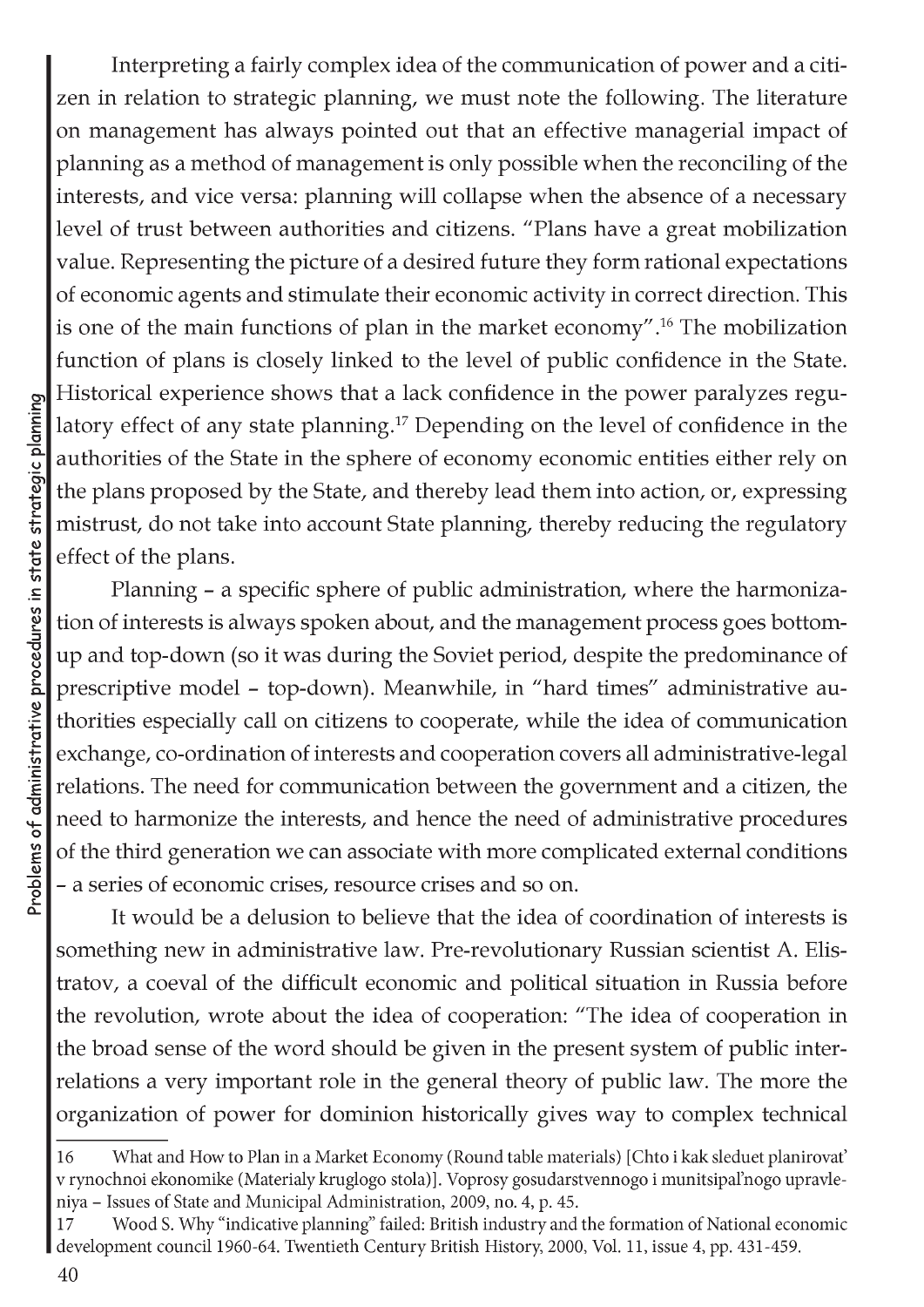Interpreting a fairly complex idea of the communication of power and a citizen in relation to strategic planning, we must note the following. The literature on management has always pointed out that an effective managerial impact of planning as a method of management is only possible when the reconciling of the interests, and vice versa: planning will collapse when the absence of a necessary level of trust between authorities and citizens. "Plans have a great mobilization value. Representing the picture of a desired future they form rational expectations of economic agents and stimulate their economic activity in correct direction. This is one of the main functions of plan in the market economy".[16] The mobilization function of plans is closely linked to the level of public confidence in the State. Historical experience shows that a lack confidence in the power paralyzes regulatory effect of any state planning.[17] Depending on the level of confidence in the authorities of the State in the sphere of economy economic entities either rely on the plans proposed by the State, and thereby lead them into action, or, expressing mistrust, do not take into account State planning, thereby reducing the regulatory effect of the plans.

Planning – a specific sphere of public administration, where the harmonization of interests is always spoken about, and the management process goes bottom-up and top-down (so it was during the Soviet period, despite the predominance of prescriptive model – top-down). Meanwhile, in "hard times" administrative authorities especially call on citizens to cooperate, while the idea of communication exchange, co-ordination of interests and cooperation covers all administrative-legal relations. The need for communication between the government and a citizen, the need to harmonize the interests, and hence the need of administrative procedures of the third generation we can associate with more complicated external conditions – a series of economic crises, resource crises and so on.

It would be a delusion to believe that the idea of coordination of interests is something new in administrative law. Pre-revolutionary Russian scientist A. Elistratov, a coeval of the difficult economic and political situation in Russia before the revolution, wrote about the idea of cooperation: "The idea of cooperation in the broad sense of the word should be given in the present system of public interrelations a very important role in the general theory of public law. The more the organization of power for dominion historically gives way to complex technical

---

16 What and How to Plan in a Market Economy (Round table materials) [Chto i kak sleduet planirovat' v rynochnoi ekonomike (Materialy kruglogo stola)]. Voprosy gosudarstvennogo i munitsipal'nogo upravleniya – Issues of State and Municipal Administration, 2009, no. 4, p. 45.

17 Wood S. Why "indicative planning" failed: British industry and the formation of National economic development council 1960-64. Twentieth Century British History, 2000, Vol. 11, issue 4, pp. 431-459.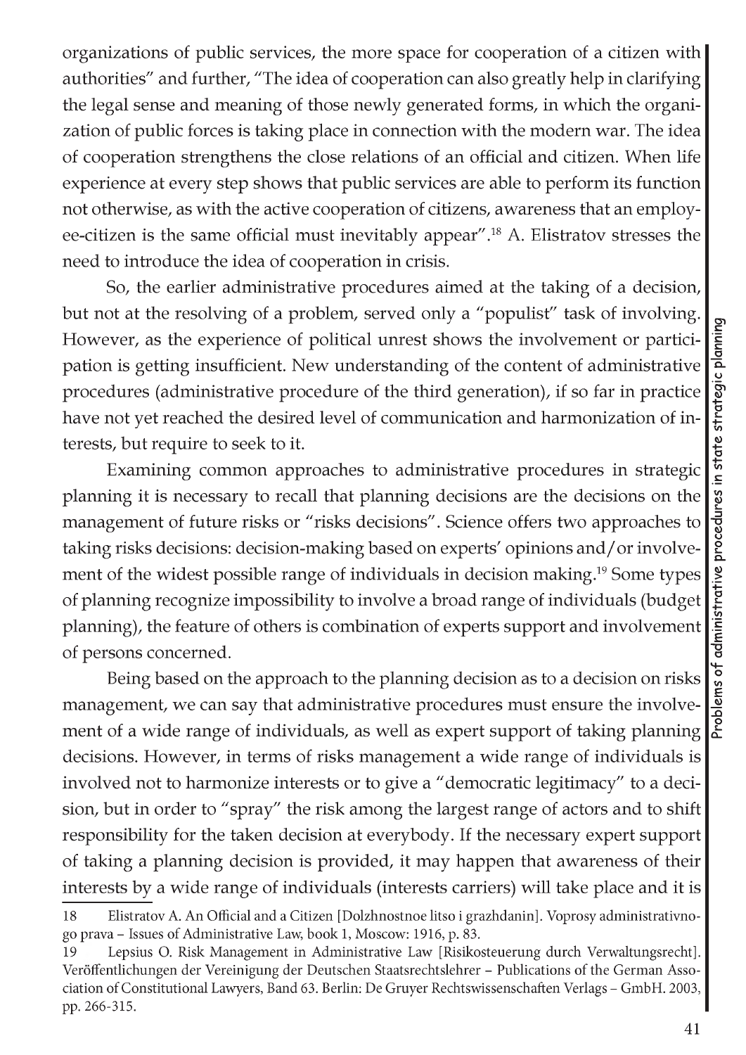organizations of public services, the more space for cooperation of a citizen with authorities" and further, "The idea of cooperation can also greatly help in clarifying the legal sense and meaning of those newly generated forms, in which the organization of public forces is taking place in connection with the modern war. The idea of cooperation strengthens the close relations of an official and citizen. When life experience at every step shows that public services are able to perform its function not otherwise, as with the active cooperation of citizens, awareness that an employee-citizen is the same official must inevitably appear".[18] A. Elistratov stresses the need to introduce the idea of cooperation in crisis.

So, the earlier administrative procedures aimed at the taking of a decision, but not at the resolving of a problem, served only a "populist" task of involving. However, as the experience of political unrest shows the involvement or participation is getting insufficient. New understanding of the content of administrative procedures (administrative procedure of the third generation), if so far in practice have not yet reached the desired level of communication and harmonization of interests, but require to seek to it.

Examining common approaches to administrative procedures in strategic planning it is necessary to recall that planning decisions are the decisions on the management of future risks or "risks decisions". Science offers two approaches to taking risks decisions: decision-making based on experts' opinions and/or involvement of the widest possible range of individuals in decision making.[19] Some types of planning recognize impossibility to involve a broad range of individuals (budget planning), the feature of others is combination of experts support and involvement of persons concerned.

Being based on the approach to the planning decision as to a decision on risks management, we can say that administrative procedures must ensure the involvement of a wide range of individuals, as well as expert support of taking planning decisions. However, in terms of risks management a wide range of individuals is involved not to harmonize interests or to give a "democratic legitimacy" to a decision, but in order to "spray" the risk among the largest range of actors and to shift responsibility for the taken decision at everybody. If the necessary expert support of taking a planning decision is provided, it may happen that awareness of their interests by a wide range of individuals (interests carriers) will take place and it is

---

18 Elistratov A. An Official and a Citizen [Dolzhnostnoe litso i grazhdanin]. Voprosy administrativnogo prava – Issues of Administrative Law, book 1, Moscow: 1916, p. 83.

19 Lepsius O. Risk Management in Administrative Law [Risikosteuerung durch Verwaltungsrecht]. Veröffentlichungen der Vereinigung der Deutschen Staatsrechtslehrer – Publications of the German Association of Constitutional Lawyers, Band 63. Berlin: De Gruyer Rechtswissenschaften Verlags – GmbH. 2003, pp. 266-315.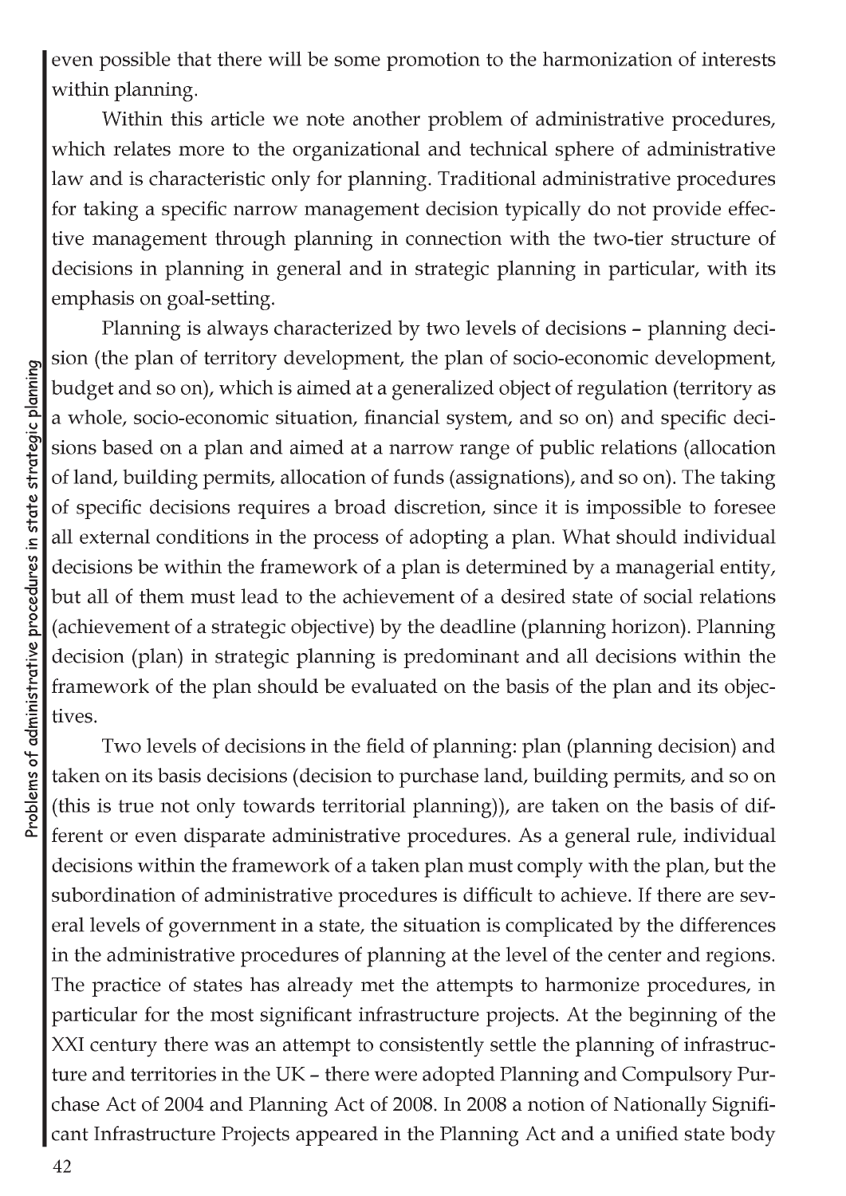even possible that there will be some promotion to the harmonization of interests within planning.

Within this article we note another problem of administrative procedures, which relates more to the organizational and technical sphere of administrative law and is characteristic only for planning. Traditional administrative procedures for taking a specific narrow management decision typically do not provide effective management through planning in connection with the two-tier structure of decisions in planning in general and in strategic planning in particular, with its emphasis on goal-setting.

Planning is always characterized by two levels of decisions – planning decision (the plan of territory development, the plan of socio-economic development, budget and so on), which is aimed at a generalized object of regulation (territory as a whole, socio-economic situation, financial system, and so on) and specific decisions based on a plan and aimed at a narrow range of public relations (allocation of land, building permits, allocation of funds (assignations), and so on). The taking of specific decisions requires a broad discretion, since it is impossible to foresee all external conditions in the process of adopting a plan. What should individual decisions be within the framework of a plan is determined by a managerial entity, but all of them must lead to the achievement of a desired state of social relations (achievement of a strategic objective) by the deadline (planning horizon). Planning decision (plan) in strategic planning is predominant and all decisions within the framework of the plan should be evaluated on the basis of the plan and its objectives.

Two levels of decisions in the field of planning: plan (planning decision) and taken on its basis decisions (decision to purchase land, building permits, and so on (this is true not only towards territorial planning)), are taken on the basis of different or even disparate administrative procedures. As a general rule, individual decisions within the framework of a taken plan must comply with the plan, but the subordination of administrative procedures is difficult to achieve. If there are several levels of government in a state, the situation is complicated by the differences in the administrative procedures of planning at the level of the center and regions. The practice of states has already met the attempts to harmonize procedures, in particular for the most significant infrastructure projects. At the beginning of the XXI century there was an attempt to consistently settle the planning of infrastructure and territories in the UK – there were adopted Planning and Compulsory Purchase Act of 2004 and Planning Act of 2008. In 2008 a notion of Nationally Significant Infrastructure Projects appeared in the Planning Act and a unified state body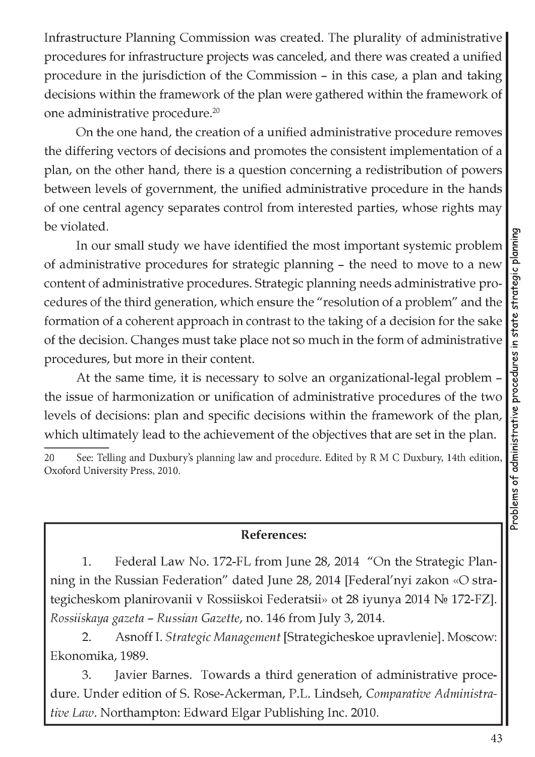Infrastructure Planning Commission was created. The plurality of administrative procedures for infrastructure projects was canceled, and there was created a unified procedure in the jurisdiction of the Commission – in this case, a plan and taking decisions within the framework of the plan were gathered within the framework of one administrative procedure.[20]

On the one hand, the creation of a unified administrative procedure removes the differing vectors of decisions and promotes the consistent implementation of a plan, on the other hand, there is a question concerning a redistribution of powers between levels of government, the unified administrative procedure in the hands of one central agency separates control from interested parties, whose rights may be violated.

In our small study we have identified the most important systemic problem of administrative procedures for strategic planning – the need to move to a new content of administrative procedures. Strategic planning needs administrative procedures of the third generation, which ensure the "resolution of a problem" and the formation of a coherent approach in contrast to the taking of a decision for the sake of the decision. Changes must take place not so much in the form of administrative procedures, but more in their content.

At the same time, it is necessary to solve an organizational-legal problem – the issue of harmonization or unification of administrative procedures of the two levels of decisions: plan and specific decisions within the framework of the plan, which ultimately lead to the achievement of the objectives that are set in the plan.

---

20 See: Telling and Duxbury's planning law and procedure. Edited by R M C Duxbury, 14th edition, Oxoford University Press, 2010.

**References:**

1. Federal Law No. 172-FL from June 28, 2014 "On the Strategic Planning in the Russian Federation" dated June 28, 2014 [Federal'nyi zakon «O strategicheskom planirovanii v Rossiiskoi Federatsii» ot 28 iyunya 2014 № 172-FZ]. *Rossiiskaya gazeta – Russian Gazette*, no. 146 from July 3, 2014.

2. Asnoff I. *Strategic Management* [Strategicheskoe upravlenie]. Moscow: Ekonomika, 1989.

3. Javier Barnes. Towards a third generation of administrative procedure. Under edition of S. Rose-Ackerman, P.L. Lindseh, *Comparative Administrative Law*. Northampton: Edward Elgar Publishing Inc. 2010.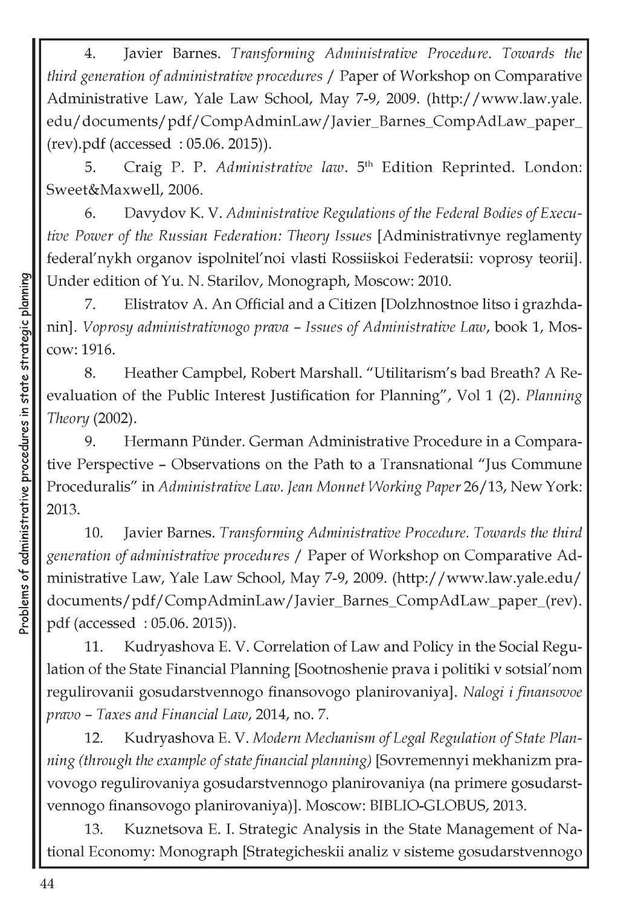4. Javier Barnes. *Transforming Administrative Procedure. Towards the third generation of administrative procedures* / Paper of Workshop on Comparative Administrative Law, Yale Law School, May 7-9, 2009. (http://www.law.yale.edu/documents/pdf/CompAdminLaw/Javier_Barnes_CompAdLaw_paper_(rev).pdf (accessed : 05.06. 2015)).

5. Craig P. P. *Administrative law*. 5th Edition Reprinted. London: Sweet&Maxwell, 2006.

6. Davydov K. V. *Administrative Regulations of the Federal Bodies of Executive Power of the Russian Federation: Theory Issues* [Administrativnye reglamenty federal'nykh organov ispolnitel'noi vlasti Rossiiskoi Federatsii: voprosy teorii]. Under edition of Yu. N. Starilov, Monograph, Moscow: 2010.

7. Elistratov A. An Official and a Citizen [Dolzhnostnoe litso i grazhdanin]. *Voprosy administrativnogo prava – Issues of Administrative Law*, book 1, Moscow: 1916.

8. Heather Campbel, Robert Marshall. "Utilitarism's bad Breath? A Re-evaluation of the Public Interest Justification for Planning", Vol 1 (2). *Planning Theory* (2002).

9. Hermann Pünder. German Administrative Procedure in a Comparative Perspective – Observations on the Path to a Transnational "Jus Commune Proceduralis" in *Administrative Law. Jean Monnet Working Paper* 26/13, New York: 2013.

10. Javier Barnes. *Transforming Administrative Procedure. Towards the third generation of administrative procedures* / Paper of Workshop on Comparative Administrative Law, Yale Law School, May 7-9, 2009. (http://www.law.yale.edu/documents/pdf/CompAdminLaw/Javier_Barnes_CompAdLaw_paper_(rev).pdf (accessed : 05.06. 2015)).

11. Kudryashova E. V. Correlation of Law and Policy in the Social Regulation of the State Financial Planning [Sootnoshenie prava i politiki v sotsial'nom regulirovanii gosudarstvennogo finansovogo planirovaniya]. *Nalogi i finansovoe pravo – Taxes and Financial Law*, 2014, no. 7.

12. Kudryashova E. V. *Modern Mechanism of Legal Regulation of State Planning (through the example of state financial planning)* [Sovremennyi mekhanizm pravovogo regulirovaniya gosudarstvennogo planirovaniya (na primere gosudarstvennogo finansovogo planirovaniya)]. Moscow: BIBLIO-GLOBUS, 2013.

13. Kuznetsova E. I. Strategic Analysis in the State Management of National Economy: Monograph [Strategicheskii analiz v sisteme gosudarstvennogo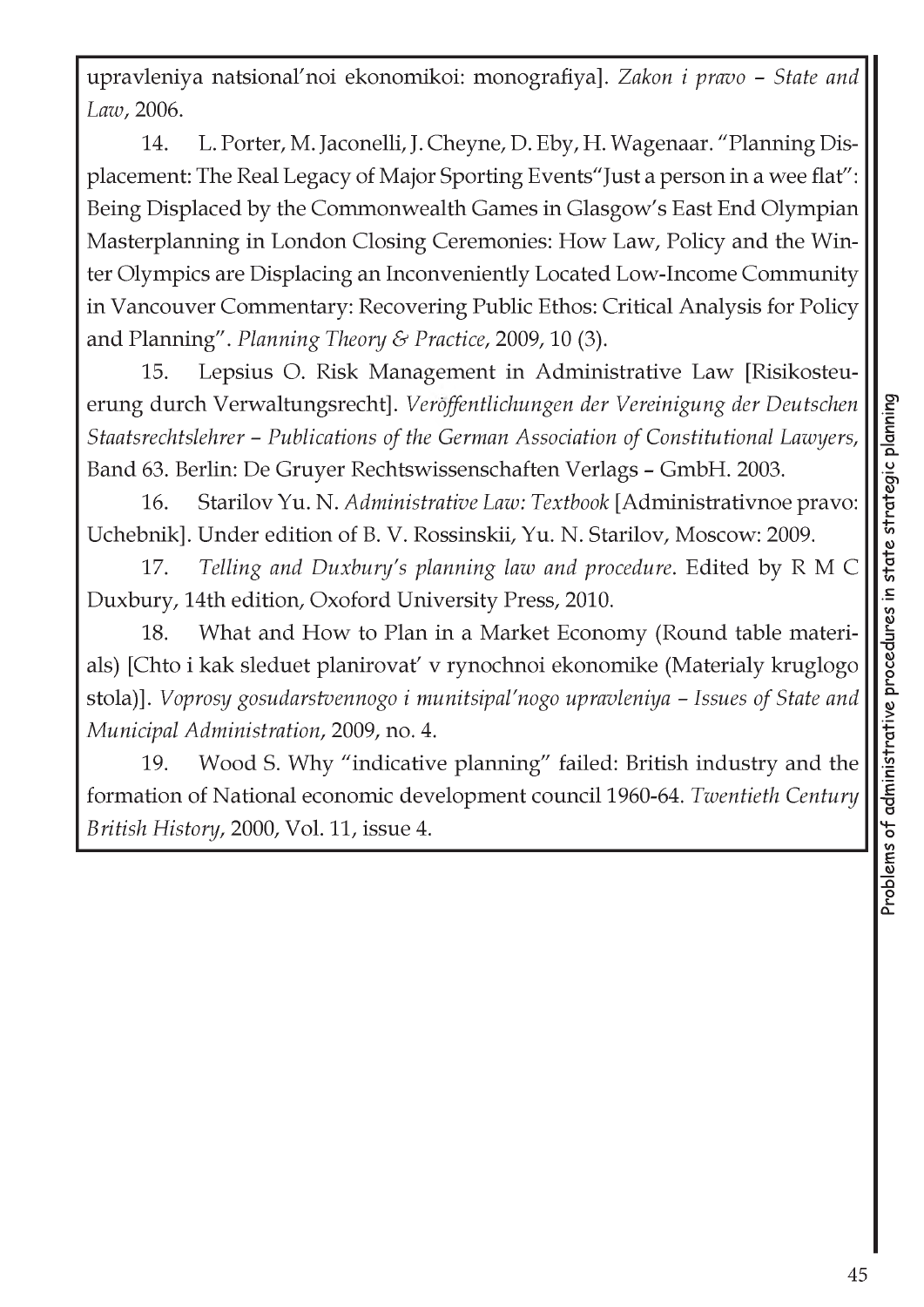upravleniya natsional'noi ekonomikoi: monografiya]. *Zakon i pravo – State and Law*, 2006.

14. L. Porter, M. Jaconelli, J. Cheyne, D. Eby, H. Wagenaar. "Planning Displacement: The Real Legacy of Major Sporting Events"Just a person in a wee flat": Being Displaced by the Commonwealth Games in Glasgow's East End Olympian Masterplanning in London Closing Ceremonies: How Law, Policy and the Winter Olympics are Displacing an Inconveniently Located Low-Income Community in Vancouver Commentary: Recovering Public Ethos: Critical Analysis for Policy and Planning". *Planning Theory & Practice*, 2009, 10 (3).

15. Lepsius O. Risk Management in Administrative Law [Risikosteuerung durch Verwaltungsrecht]. *Veröffentlichungen der Vereinigung der Deutschen Staatsrechtslehrer – Publications of the German Association of Constitutional Lawyers*, Band 63. Berlin: De Gruyer Rechtswissenschaften Verlags – GmbH. 2003.

16. Starilov Yu. N. *Administrative Law: Textbook* [Administrativnoe pravo: Uchebnik]. Under edition of B. V. Rossinskii, Yu. N. Starilov, Moscow: 2009.

17. *Telling and Duxbury's planning law and procedure*. Edited by R M C Duxbury, 14th edition, Oxoford University Press, 2010.

18. What and How to Plan in a Market Economy (Round table materials) [Chto i kak sleduet planirovat' v rynochnoi ekonomike (Materialy kruglogo stola)]. *Voprosy gosudarstvennogo i munitsipal'nogo upravleniya – Issues of State and Municipal Administration*, 2009, no. 4.

19. Wood S. Why "indicative planning" failed: British industry and the formation of National economic development council 1960-64. *Twentieth Century British History*, 2000, Vol. 11, issue 4.